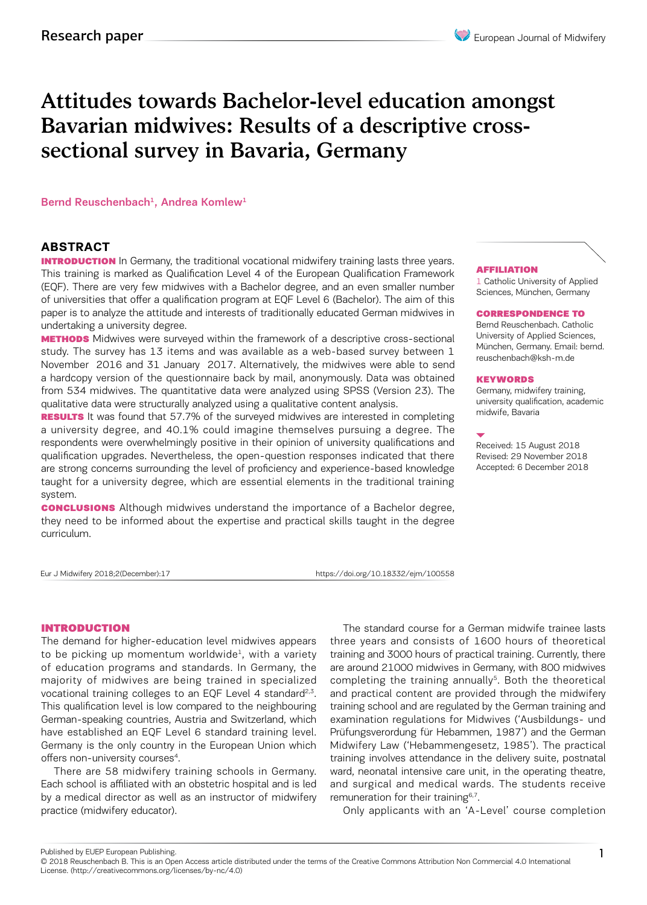Research paper

# Attitudes towards Bachelor-level education amongst Bavarian midwives: Results of a descriptive cross-sectional survey in Bavaria, Germany

Bernd Reuschenbach[1], Andrea Komlew[1]

## ABSTRACT

**INTRODUCTION** In Germany, the traditional vocational midwifery training lasts three years. This training is marked as Qualification Level 4 of the European Qualification Framework (EQF). There are very few midwives with a Bachelor degree, and an even smaller number of universities that offer a qualification program at EQF Level 6 (Bachelor). The aim of this paper is to analyze the attitude and interests of traditionally educated German midwives in undertaking a university degree.

**METHODS** Midwives were surveyed within the framework of a descriptive cross-sectional study. The survey has 13 items and was available as a web-based survey between 1 November 2016 and 31 January 2017. Alternatively, the midwives were able to send a hardcopy version of the questionnaire back by mail, anonymously. Data was obtained from 534 midwives. The quantitative data were analyzed using SPSS (Version 23). The qualitative data were structurally analyzed using a qualitative content analysis.

**RESULTS** It was found that 57.7% of the surveyed midwives are interested in completing a university degree, and 40.1% could imagine themselves pursuing a degree. The respondents were overwhelmingly positive in their opinion of university qualifications and qualification upgrades. Nevertheless, the open-question responses indicated that there are strong concerns surrounding the level of proficiency and experience-based knowledge taught for a university degree, which are essential elements in the traditional training system.

**CONCLUSIONS** Although midwives understand the importance of a Bachelor degree, they need to be informed about the expertise and practical skills taught in the degree curriculum.

**AFFILIATION**
1 Catholic University of Applied Sciences, München, Germany

**CORRESPONDENCE TO**
Bernd Reuschenbach. Catholic University of Applied Sciences, München, Germany. Email: bernd.reuschenbach@ksh-m.de

**KEYWORDS**
Germany, midwifery training, university qualification, academic midwife, Bavaria

Received: 15 August 2018
Revised: 29 November 2018
Accepted: 6 December 2018

Eur J Midwifery 2018;2(December):17 https://doi.org/10.18332/ejm/100558

## INTRODUCTION

The demand for higher-education level midwives appears to be picking up momentum worldwide[1], with a variety of education programs and standards. In Germany, the majority of midwives are being trained in specialized vocational training colleges to an EQF Level 4 standard[2,3]. This qualification level is low compared to the neighbouring German-speaking countries, Austria and Switzerland, which have established an EQF Level 6 standard training level. Germany is the only country in the European Union which offers non-university courses[4].

There are 58 midwifery training schools in Germany. Each school is affiliated with an obstetric hospital and is led by a medical director as well as an instructor of midwifery practice (midwifery educator).

The standard course for a German midwife trainee lasts three years and consists of 1600 hours of theoretical training and 3000 hours of practical training. Currently, there are around 21000 midwives in Germany, with 800 midwives completing the training annually[5]. Both the theoretical and practical content are provided through the midwifery training school and are regulated by the German training and examination regulations for Midwives ('Ausbildungs- und Prüfungsverordung für Hebammen, 1987') and the German Midwifery Law ('Hebammengesetz, 1985'). The practical training involves attendance in the delivery suite, postnatal ward, neonatal intensive care unit, in the operating theatre, and surgical and medical wards. The students receive remuneration for their training[6,7].

Only applicants with an 'A-Level' course completion

Published by EUEP European Publishing.
© 2018 Reuschenbach B. This is an Open Access article distributed under the terms of the Creative Commons Attribution Non Commercial 4.0 International License. (http://creativecommons.org/licenses/by-nc/4.0)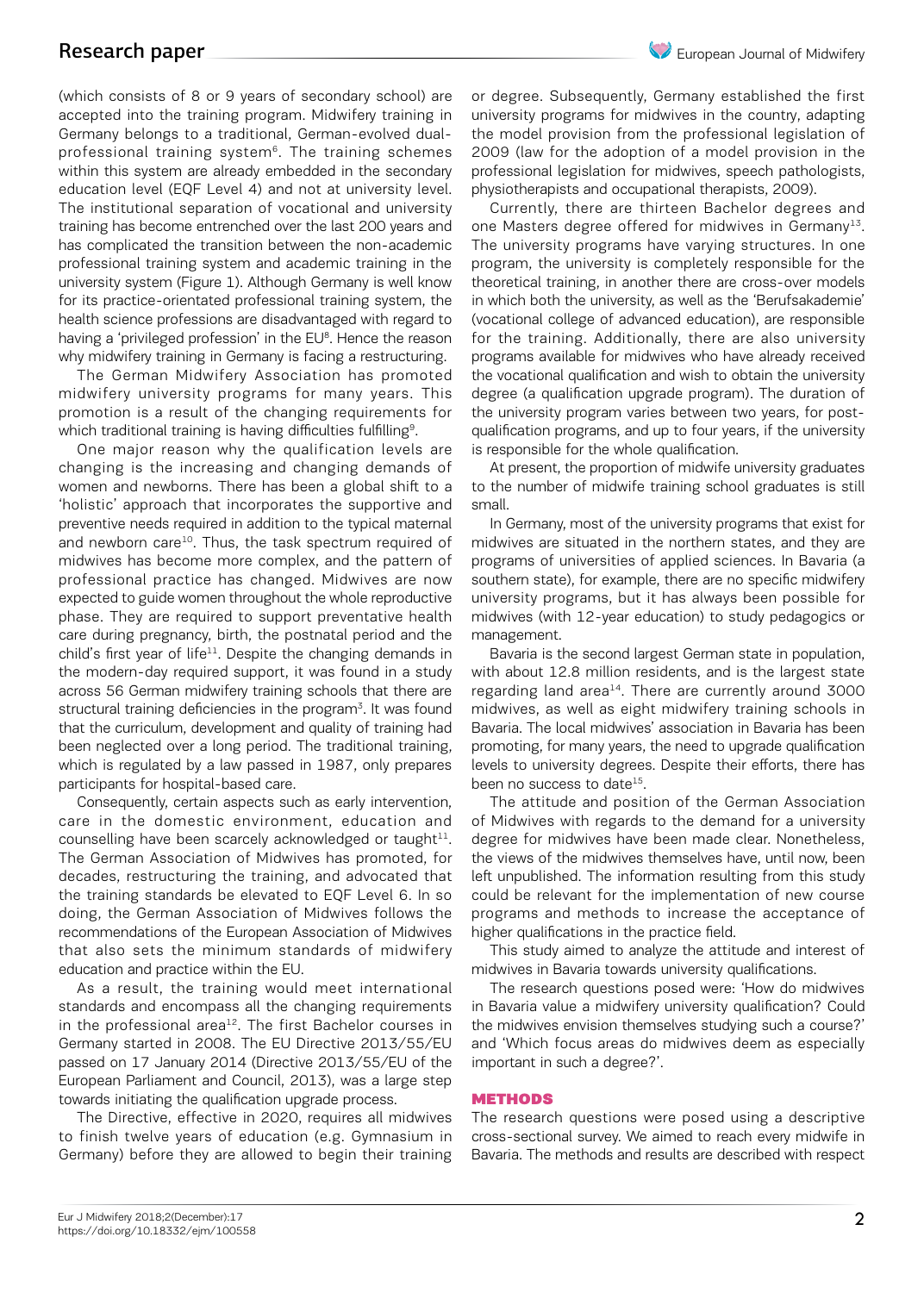(which consists of 8 or 9 years of secondary school) are accepted into the training program. Midwifery training in Germany belongs to a traditional, German-evolved dual-professional training system[6]. The training schemes within this system are already embedded in the secondary education level (EQF Level 4) and not at university level. The institutional separation of vocational and university training has become entrenched over the last 200 years and has complicated the transition between the non-academic professional training system and academic training in the university system (Figure 1). Although Germany is well know for its practice-orientated professional training system, the health science professions are disadvantaged with regard to having a 'privileged profession' in the EU[8]. Hence the reason why midwifery training in Germany is facing a restructuring.

The German Midwifery Association has promoted midwifery university programs for many years. This promotion is a result of the changing requirements for which traditional training is having difficulties fulfilling[9].

One major reason why the qualification levels are changing is the increasing and changing demands of women and newborns. There has been a global shift to a 'holistic' approach that incorporates the supportive and preventive needs required in addition to the typical maternal and newborn care[10]. Thus, the task spectrum required of midwives has become more complex, and the pattern of professional practice has changed. Midwives are now expected to guide women throughout the whole reproductive phase. They are required to support preventative health care during pregnancy, birth, the postnatal period and the child's first year of life[11]. Despite the changing demands in the modern-day required support, it was found in a study across 56 German midwifery training schools that there are structural training deficiencies in the program[3]. It was found that the curriculum, development and quality of training had been neglected over a long period. The traditional training, which is regulated by a law passed in 1987, only prepares participants for hospital-based care.

Consequently, certain aspects such as early intervention, care in the domestic environment, education and counselling have been scarcely acknowledged or taught[11]. The German Association of Midwives has promoted, for decades, restructuring the training, and advocated that the training standards be elevated to EQF Level 6. In so doing, the German Association of Midwives follows the recommendations of the European Association of Midwives that also sets the minimum standards of midwifery education and practice within the EU.

As a result, the training would meet international standards and encompass all the changing requirements in the professional area[12]. The first Bachelor courses in Germany started in 2008. The EU Directive 2013/55/EU passed on 17 January 2014 (Directive 2013/55/EU of the European Parliament and Council, 2013), was a large step towards initiating the qualification upgrade process.

The Directive, effective in 2020, requires all midwives to finish twelve years of education (e.g. Gymnasium in Germany) before they are allowed to begin their training or degree. Subsequently, Germany established the first university programs for midwives in the country, adapting the model provision from the professional legislation of 2009 (law for the adoption of a model provision in the professional legislation for midwives, speech pathologists, physiotherapists and occupational therapists, 2009).

Currently, there are thirteen Bachelor degrees and one Masters degree offered for midwives in Germany[13]. The university programs have varying structures. In one program, the university is completely responsible for the theoretical training, in another there are cross-over models in which both the university, as well as the 'Berufsakademie' (vocational college of advanced education), are responsible for the training. Additionally, there are also university programs available for midwives who have already received the vocational qualification and wish to obtain the university degree (a qualification upgrade program). The duration of the university program varies between two years, for post-qualification programs, and up to four years, if the university is responsible for the whole qualification.

At present, the proportion of midwife university graduates to the number of midwife training school graduates is still small.

In Germany, most of the university programs that exist for midwives are situated in the northern states, and they are programs of universities of applied sciences. In Bavaria (a southern state), for example, there are no specific midwifery university programs, but it has always been possible for midwives (with 12-year education) to study pedagogics or management.

Bavaria is the second largest German state in population, with about 12.8 million residents, and is the largest state regarding land area[14]. There are currently around 3000 midwives, as well as eight midwifery training schools in Bavaria. The local midwives' association in Bavaria has been promoting, for many years, the need to upgrade qualification levels to university degrees. Despite their efforts, there has been no success to date[15].

The attitude and position of the German Association of Midwives with regards to the demand for a university degree for midwives have been made clear. Nonetheless, the views of the midwives themselves have, until now, been left unpublished. The information resulting from this study could be relevant for the implementation of new course programs and methods to increase the acceptance of higher qualifications in the practice field.

This study aimed to analyze the attitude and interest of midwives in Bavaria towards university qualifications.

The research questions posed were: 'How do midwives in Bavaria value a midwifery university qualification? Could the midwives envision themselves studying such a course?' and 'Which focus areas do midwives deem as especially important in such a degree?'.

## METHODS

The research questions were posed using a descriptive cross-sectional survey. We aimed to reach every midwife in Bavaria. The methods and results are described with respect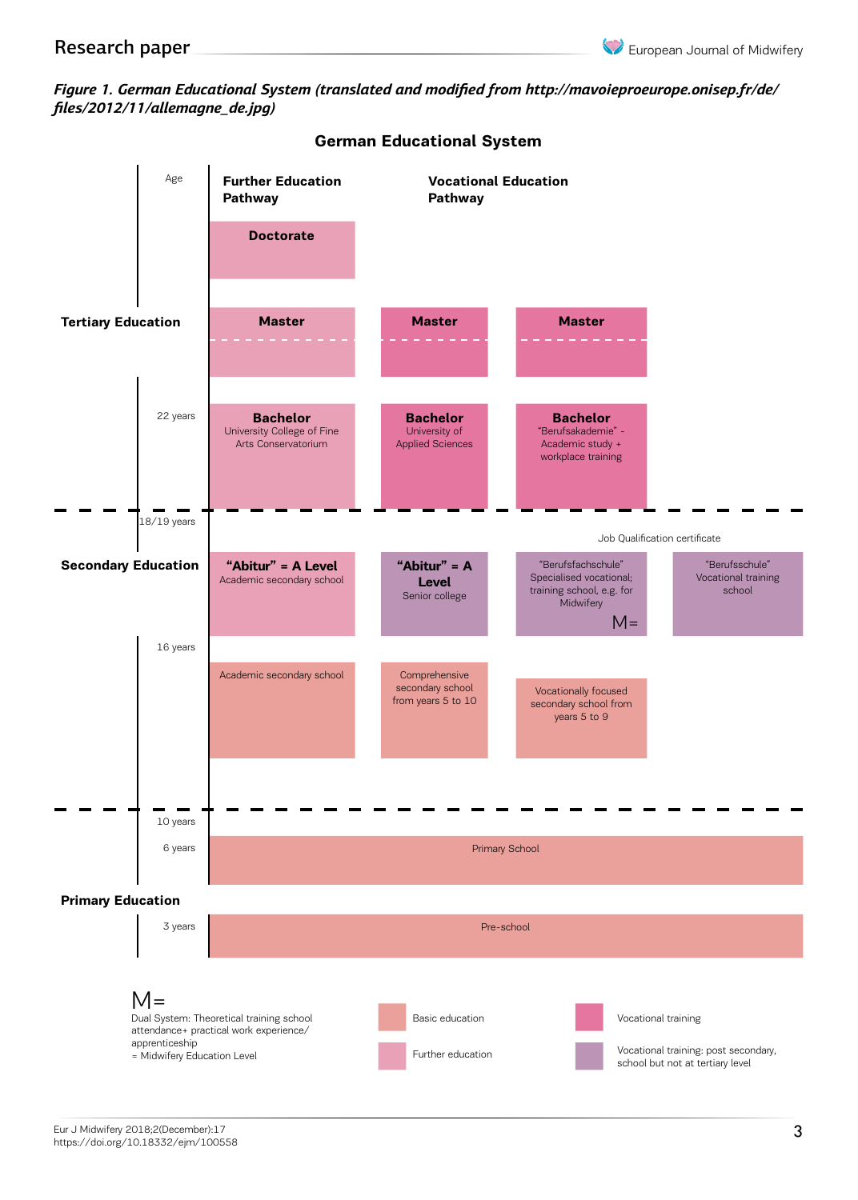*Figure 1. German Educational System (translated and modified from http://mavoieproeurope.onisep.fr/de/files/2012/11/allemagne_de.jpg)*

**German Educational System**

| Level | Age | Further Education Pathway | | Vocational Education Pathway | |
|---|---|---|---|---|---|
| Tertiary Education | | **Doctorate** | | | |
| | | **Master** | **Master** | **Master** | |
| | 22 years | **Bachelor** University College of Fine Arts Conservatorium | **Bachelor** University of Applied Sciences | **Bachelor** "Berufsakademie" - Academic study + workplace training | |
| Secondary Education | 18/19 years | | | Job Qualification certificate | |
| | | **"Abitur" = A Level** Academic secondary school | **"Abitur" = A Level** Senior college | "Berufsfachschule" Specialised vocational; training school, e.g. for Midwifery M= | "Berufsschule" Vocational training school |
| | 16 years | Academic secondary school | Comprehensive secondary school from years 5 to 10 | Vocationally focused secondary school from years 5 to 9 | |
| Primary Education | 10 years | | | | |
| | 6 years | Primary School | | | |
| | 3 years | Pre-school | | | |

M= Dual System: Theoretical training school attendance+ practical work experience/apprenticeship = Midwifery Education Level

Legend:
- Basic education
- Further education
- Vocational training
- Vocational training: post secondary, school but not at tertiary level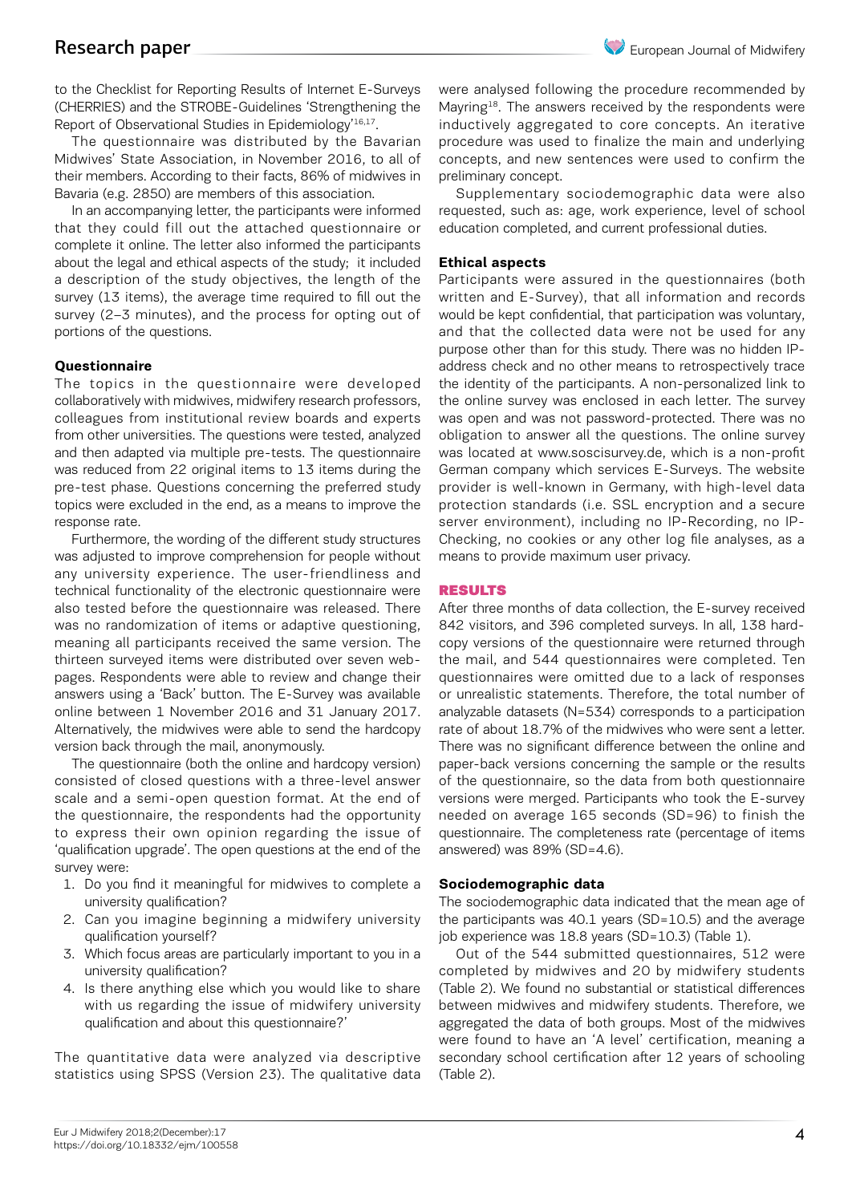to the Checklist for Reporting Results of Internet E-Surveys (CHERRIES) and the STROBE-Guidelines 'Strengthening the Report of Observational Studies in Epidemiology'[16,17].

The questionnaire was distributed by the Bavarian Midwives' State Association, in November 2016, to all of their members. According to their facts, 86% of midwives in Bavaria (e.g. 2850) are members of this association.

In an accompanying letter, the participants were informed that they could fill out the attached questionnaire or complete it online. The letter also informed the participants about the legal and ethical aspects of the study; it included a description of the study objectives, the length of the survey (13 items), the average time required to fill out the survey (2–3 minutes), and the process for opting out of portions of the questions.

### Questionnaire

The topics in the questionnaire were developed collaboratively with midwives, midwifery research professors, colleagues from institutional review boards and experts from other universities. The questions were tested, analyzed and then adapted via multiple pre-tests. The questionnaire was reduced from 22 original items to 13 items during the pre-test phase. Questions concerning the preferred study topics were excluded in the end, as a means to improve the response rate.

Furthermore, the wording of the different study structures was adjusted to improve comprehension for people without any university experience. The user-friendliness and technical functionality of the electronic questionnaire were also tested before the questionnaire was released. There was no randomization of items or adaptive questioning, meaning all participants received the same version. The thirteen surveyed items were distributed over seven web-pages. Respondents were able to review and change their answers using a 'Back' button. The E-Survey was available online between 1 November 2016 and 31 January 2017. Alternatively, the midwives were able to send the hardcopy version back through the mail, anonymously.

The questionnaire (both the online and hardcopy version) consisted of closed questions with a three-level answer scale and a semi-open question format. At the end of the questionnaire, the respondents had the opportunity to express their own opinion regarding the issue of 'qualification upgrade'. The open questions at the end of the survey were:

1. Do you find it meaningful for midwives to complete a university qualification?
2. Can you imagine beginning a midwifery university qualification yourself?
3. Which focus areas are particularly important to you in a university qualification?
4. Is there anything else which you would like to share with us regarding the issue of midwifery university qualification and about this questionnaire?'

The quantitative data were analyzed via descriptive statistics using SPSS (Version 23). The qualitative data were analysed following the procedure recommended by Mayring[18]. The answers received by the respondents were inductively aggregated to core concepts. An iterative procedure was used to finalize the main and underlying concepts, and new sentences were used to confirm the preliminary concept.

Supplementary sociodemographic data were also requested, such as: age, work experience, level of school education completed, and current professional duties.

### Ethical aspects

Participants were assured in the questionnaires (both written and E-Survey), that all information and records would be kept confidential, that participation was voluntary, and that the collected data were not be used for any purpose other than for this study. There was no hidden IP-address check and no other means to retrospectively trace the identity of the participants. A non-personalized link to the online survey was enclosed in each letter. The survey was open and was not password-protected. There was no obligation to answer all the questions. The online survey was located at www.soscisurvey.de, which is a non-profit German company which services E-Surveys. The website provider is well-known in Germany, with high-level data protection standards (i.e. SSL encryption and a secure server environment), including no IP-Recording, no IP-Checking, no cookies or any other log file analyses, as a means to provide maximum user privacy.

## RESULTS

After three months of data collection, the E-survey received 842 visitors, and 396 completed surveys. In all, 138 hard-copy versions of the questionnaire were returned through the mail, and 544 questionnaires were completed. Ten questionnaires were omitted due to a lack of responses or unrealistic statements. Therefore, the total number of analyzable datasets (N=534) corresponds to a participation rate of about 18.7% of the midwives who were sent a letter. There was no significant difference between the online and paper-back versions concerning the sample or the results of the questionnaire, so the data from both questionnaire versions were merged. Participants who took the E-survey needed on average 165 seconds (SD=96) to finish the questionnaire. The completeness rate (percentage of items answered) was 89% (SD=4.6).

### Sociodemographic data

The sociodemographic data indicated that the mean age of the participants was 40.1 years (SD=10.5) and the average job experience was 18.8 years (SD=10.3) (Table 1).

Out of the 544 submitted questionnaires, 512 were completed by midwives and 20 by midwifery students (Table 2). We found no substantial or statistical differences between midwives and midwifery students. Therefore, we aggregated the data of both groups. Most of the midwives were found to have an 'A level' certification, meaning a secondary school certification after 12 years of schooling (Table 2).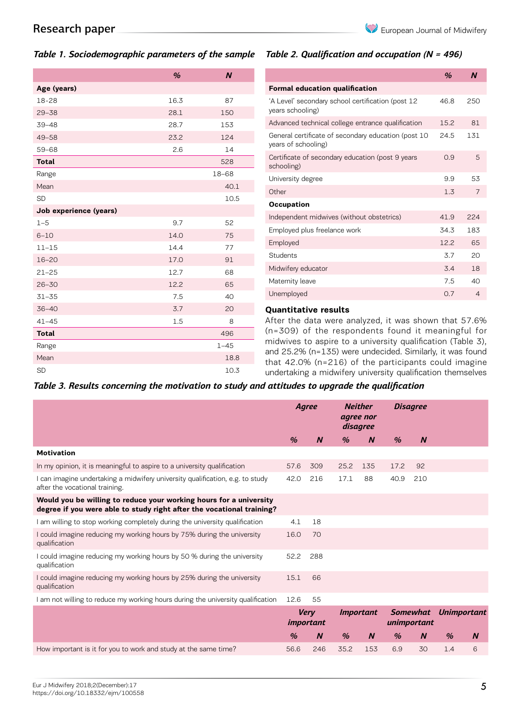Table 1. Sociodemographic parameters of the sample

| | % | N |
|---|---|---|
| **Age (years)** | | |
| 18–28 | 16.3 | 87 |
| 29–38 | 28.1 | 150 |
| 39–48 | 28.7 | 153 |
| 49–58 | 23.2 | 124 |
| 59–68 | 2.6 | 14 |
| **Total** | | 528 |
| Range | | 18–68 |
| Mean | | 40.1 |
| SD | | 10.5 |
| **Job experience (years)** | | |
| 1–5 | 9.7 | 52 |
| 6–10 | 14.0 | 75 |
| 11–15 | 14.4 | 77 |
| 16–20 | 17.0 | 91 |
| 21–25 | 12.7 | 68 |
| 26–30 | 12.2 | 65 |
| 31–35 | 7.5 | 40 |
| 36–40 | 3.7 | 20 |
| 41–45 | 1.5 | 8 |
| **Total** | | 496 |
| Range | | 1–45 |
| Mean | | 18.8 |
| SD | | 10.3 |

Table 2. Qualification and occupation (N = 496)

| | % | N |
|---|---|---|
| **Formal education qualification** | | |
| 'A Level' secondary school certification (post 12 years schooling) | 46.8 | 250 |
| Advanced technical college entrance qualification | 15.2 | 81 |
| General certificate of secondary education (post 10 years of schooling) | 24.5 | 131 |
| Certificate of secondary education (post 9 years schooling) | 0.9 | 5 |
| University degree | 9.9 | 53 |
| Other | 1.3 | 7 |
| **Occupation** | | |
| Independent midwives (without obstetrics) | 41.9 | 224 |
| Employed plus freelance work | 34.3 | 183 |
| Employed | 12.2 | 65 |
| Students | 3.7 | 20 |
| Midwifery educator | 3.4 | 18 |
| Maternity leave | 7.5 | 40 |
| Unemployed | 0.7 | 4 |

## Quantitative results

After the data were analyzed, it was shown that 57.6% (n=309) of the respondents found it meaningful for midwives to aspire to a university qualification (Table 3), and 25.2% (n=135) were undecided. Similarly, it was found that 42.0% (n=216) of the participants could imagine undertaking a midwifery university qualification themselves

Table 3. Results concerning the motivation to study and attitudes to upgrade the qualification

| | Agree | | Neither agree nor disagree | | Disagree | | | |
|---|---|---|---|---|---|---|---|---|
| | % | N | % | N | % | N | | |
| **Motivation** | | | | | | | | |
| In my opinion, it is meaningful to aspire to a university qualification | 57.6 | 309 | 25.2 | 135 | 17.2 | 92 | | |
| I can imagine undertaking a midwifery university qualification, e.g. to study after the vocational training. | 42.0 | 216 | 17.1 | 88 | 40.9 | 210 | | |
| **Would you be willing to reduce your working hours for a university degree if you were able to study right after the vocational training?** | | | | | | | | |
| I am willing to stop working completely during the university qualification | 4.1 | 18 | | | | | | |
| I could imagine reducing my working hours by 75% during the university qualification | 16.0 | 70 | | | | | | |
| I could imagine reducing my working hours by 50 % during the university qualification | 52.2 | 288 | | | | | | |
| I could imagine reducing my working hours by 25% during the university qualification | 15.1 | 66 | | | | | | |
| I am not willing to reduce my working hours during the university qualification | 12.6 | 55 | | | | | | |
| | Very important | | Important | | Somewhat unimportant | | Unimportant | |
| | % | N | % | N | % | N | % | N |
| How important is it for you to work and study at the same time? | 56.6 | 246 | 35.2 | 153 | 6.9 | 30 | 1.4 | 6 |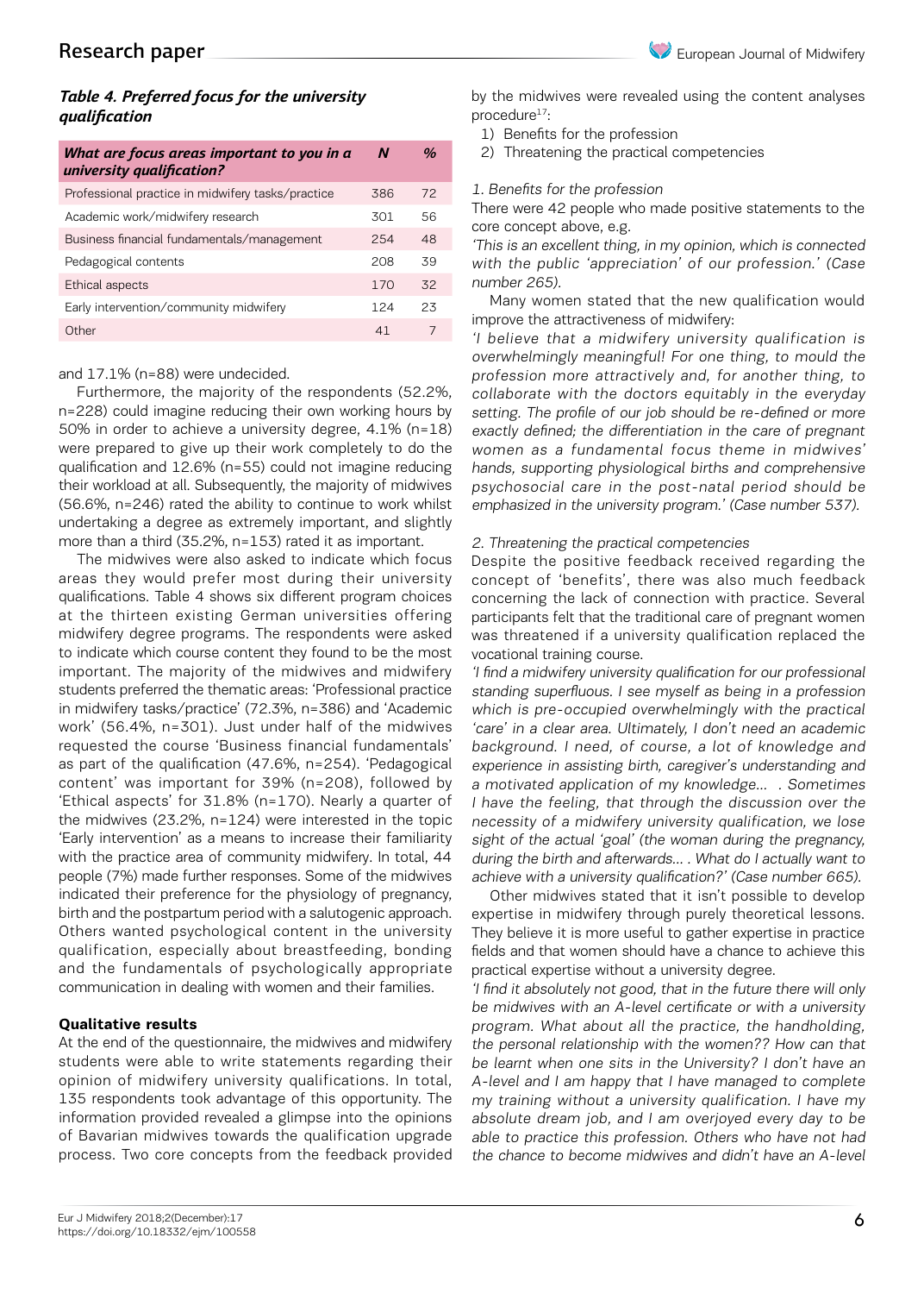*Table 4. Preferred focus for the university qualification*

| *What are focus areas important to you in a university qualification?* | *N* | *%* |
|---|---|---|
| Professional practice in midwifery tasks/practice | 386 | 72 |
| Academic work/midwifery research | 301 | 56 |
| Business financial fundamentals/management | 254 | 48 |
| Pedagogical contents | 208 | 39 |
| Ethical aspects | 170 | 32 |
| Early intervention/community midwifery | 124 | 23 |
| Other | 41 | 7 |

and 17.1% (n=88) were undecided.

Furthermore, the majority of the respondents (52.2%, n=228) could imagine reducing their own working hours by 50% in order to achieve a university degree, 4.1% (n=18) were prepared to give up their work completely to do the qualification and 12.6% (n=55) could not imagine reducing their workload at all. Subsequently, the majority of midwives (56.6%, n=246) rated the ability to continue to work whilst undertaking a degree as extremely important, and slightly more than a third (35.2%, n=153) rated it as important.

The midwives were also asked to indicate which focus areas they would prefer most during their university qualifications. Table 4 shows six different program choices at the thirteen existing German universities offering midwifery degree programs. The respondents were asked to indicate which course content they found to be the most important. The majority of the midwives and midwifery students preferred the thematic areas: 'Professional practice in midwifery tasks/practice' (72.3%, n=386) and 'Academic work' (56.4%, n=301). Just under half of the midwives requested the course 'Business financial fundamentals' as part of the qualification (47.6%, n=254). 'Pedagogical content' was important for 39% (n=208), followed by 'Ethical aspects' for 31.8% (n=170). Nearly a quarter of the midwives (23.2%, n=124) were interested in the topic 'Early intervention' as a means to increase their familiarity with the practice area of community midwifery. In total, 44 people (7%) made further responses. Some of the midwives indicated their preference for the physiology of pregnancy, birth and the postpartum period with a salutogenic approach. Others wanted psychological content in the university qualification, especially about breastfeeding, bonding and the fundamentals of psychologically appropriate communication in dealing with women and their families.

### Qualitative results

At the end of the questionnaire, the midwives and midwifery students were able to write statements regarding their opinion of midwifery university qualifications. In total, 135 respondents took advantage of this opportunity. The information provided revealed a glimpse into the opinions of Bavarian midwives towards the qualification upgrade process. Two core concepts from the feedback provided by the midwives were revealed using the content analyses procedure[17]:

1) Benefits for the profession
2) Threatening the practical competencies

*1. Benefits for the profession*

There were 42 people who made positive statements to the core concept above, e.g.

*'This is an excellent thing, in my opinion, which is connected with the public 'appreciation' of our profession.' (Case number 265).*

Many women stated that the new qualification would improve the attractiveness of midwifery:

*'I believe that a midwifery university qualification is overwhelmingly meaningful! For one thing, to mould the profession more attractively and, for another thing, to collaborate with the doctors equitably in the everyday setting. The profile of our job should be re-defined or more exactly defined; the differentiation in the care of pregnant women as a fundamental focus theme in midwives' hands, supporting physiological births and comprehensive psychosocial care in the post-natal period should be emphasized in the university program.' (Case number 537).*

*2. Threatening the practical competencies*

Despite the positive feedback received regarding the concept of 'benefits', there was also much feedback concerning the lack of connection with practice. Several participants felt that the traditional care of pregnant women was threatened if a university qualification replaced the vocational training course.

*'I find a midwifery university qualification for our professional standing superfluous. I see myself as being in a profession which is pre-occupied overwhelmingly with the practical 'care' in a clear area. Ultimately, I don't need an academic background. I need, of course, a lot of knowledge and experience in assisting birth, caregiver's understanding and a motivated application of my knowledge... . Sometimes I have the feeling, that through the discussion over the necessity of a midwifery university qualification, we lose sight of the actual 'goal' (the woman during the pregnancy, during the birth and afterwards... . What do I actually want to achieve with a university qualification?' (Case number 665).*

Other midwives stated that it isn't possible to develop expertise in midwifery through purely theoretical lessons. They believe it is more useful to gather expertise in practice fields and that women should have a chance to achieve this practical expertise without a university degree.

*'I find it absolutely not good, that in the future there will only be midwives with an A-level certificate or with a university program. What about all the practice, the handholding, the personal relationship with the women?? How can that be learnt when one sits in the University? I don't have an A-level and I am happy that I have managed to complete my training without a university qualification. I have my absolute dream job, and I am overjoyed every day to be able to practice this profession. Others who have not had the chance to become midwives and didn't have an A-level*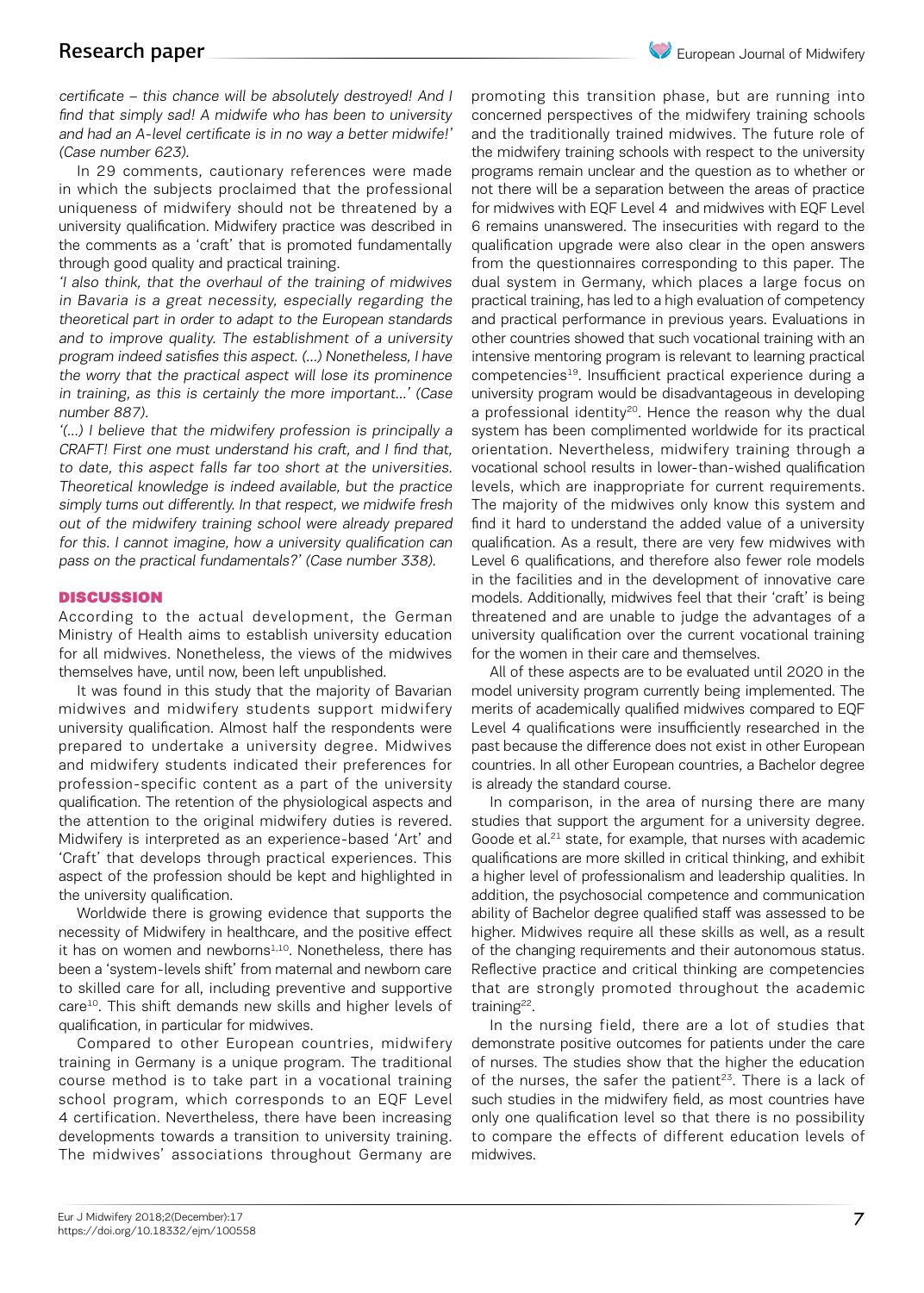*certificate – this chance will be absolutely destroyed! And I find that simply sad! A midwife who has been to university and had an A-level certificate is in no way a better midwife!' (Case number 623).*

In 29 comments, cautionary references were made in which the subjects proclaimed that the professional uniqueness of midwifery should not be threatened by a university qualification. Midwifery practice was described in the comments as a 'craft' that is promoted fundamentally through good quality and practical training.

*'I also think, that the overhaul of the training of midwives in Bavaria is a great necessity, especially regarding the theoretical part in order to adapt to the European standards and to improve quality. The establishment of a university program indeed satisfies this aspect. (…) Nonetheless, I have the worry that the practical aspect will lose its prominence in training, as this is certainly the more important…' (Case number 887).*

*'(…) I believe that the midwifery profession is principally a CRAFT! First one must understand his craft, and I find that, to date, this aspect falls far too short at the universities. Theoretical knowledge is indeed available, but the practice simply turns out differently. In that respect, we midwife fresh out of the midwifery training school were already prepared for this. I cannot imagine, how a university qualification can pass on the practical fundamentals?' (Case number 338).*

## DISCUSSION

According to the actual development, the German Ministry of Health aims to establish university education for all midwives. Nonetheless, the views of the midwives themselves have, until now, been left unpublished.

It was found in this study that the majority of Bavarian midwives and midwifery students support midwifery university qualification. Almost half the respondents were prepared to undertake a university degree. Midwives and midwifery students indicated their preferences for profession-specific content as a part of the university qualification. The retention of the physiological aspects and the attention to the original midwifery duties is revered. Midwifery is interpreted as an experience-based 'Art' and 'Craft' that develops through practical experiences. This aspect of the profession should be kept and highlighted in the university qualification.

Worldwide there is growing evidence that supports the necessity of Midwifery in healthcare, and the positive effect it has on women and newborns[1,10]. Nonetheless, there has been a 'system-levels shift' from maternal and newborn care to skilled care for all, including preventive and supportive care[10]. This shift demands new skills and higher levels of qualification, in particular for midwives.

Compared to other European countries, midwifery training in Germany is a unique program. The traditional course method is to take part in a vocational training school program, which corresponds to an EQF Level 4 certification. Nevertheless, there have been increasing developments towards a transition to university training. The midwives' associations throughout Germany are promoting this transition phase, but are running into concerned perspectives of the midwifery training schools and the traditionally trained midwives. The future role of the midwifery training schools with respect to the university programs remain unclear and the question as to whether or not there will be a separation between the areas of practice for midwives with EQF Level 4 and midwives with EQF Level 6 remains unanswered. The insecurities with regard to the qualification upgrade were also clear in the open answers from the questionnaires corresponding to this paper. The dual system in Germany, which places a large focus on practical training, has led to a high evaluation of competency and practical performance in previous years. Evaluations in other countries showed that such vocational training with an intensive mentoring program is relevant to learning practical competencies[19]. Insufficient practical experience during a university program would be disadvantageous in developing a professional identity[20]. Hence the reason why the dual system has been complimented worldwide for its practical orientation. Nevertheless, midwifery training through a vocational school results in lower-than-wished qualification levels, which are inappropriate for current requirements. The majority of the midwives only know this system and find it hard to understand the added value of a university qualification. As a result, there are very few midwives with Level 6 qualifications, and therefore also fewer role models in the facilities and in the development of innovative care models. Additionally, midwives feel that their 'craft' is being threatened and are unable to judge the advantages of a university qualification over the current vocational training for the women in their care and themselves.

All of these aspects are to be evaluated until 2020 in the model university program currently being implemented. The merits of academically qualified midwives compared to EQF Level 4 qualifications were insufficiently researched in the past because the difference does not exist in other European countries. In all other European countries, a Bachelor degree is already the standard course.

In comparison, in the area of nursing there are many studies that support the argument for a university degree. Goode et al.[21] state, for example, that nurses with academic qualifications are more skilled in critical thinking, and exhibit a higher level of professionalism and leadership qualities. In addition, the psychosocial competence and communication ability of Bachelor degree qualified staff was assessed to be higher. Midwives require all these skills as well, as a result of the changing requirements and their autonomous status. Reflective practice and critical thinking are competencies that are strongly promoted throughout the academic training[22].

In the nursing field, there are a lot of studies that demonstrate positive outcomes for patients under the care of nurses. The studies show that the higher the education of the nurses, the safer the patient[23]. There is a lack of such studies in the midwifery field, as most countries have only one qualification level so that there is no possibility to compare the effects of different education levels of midwives.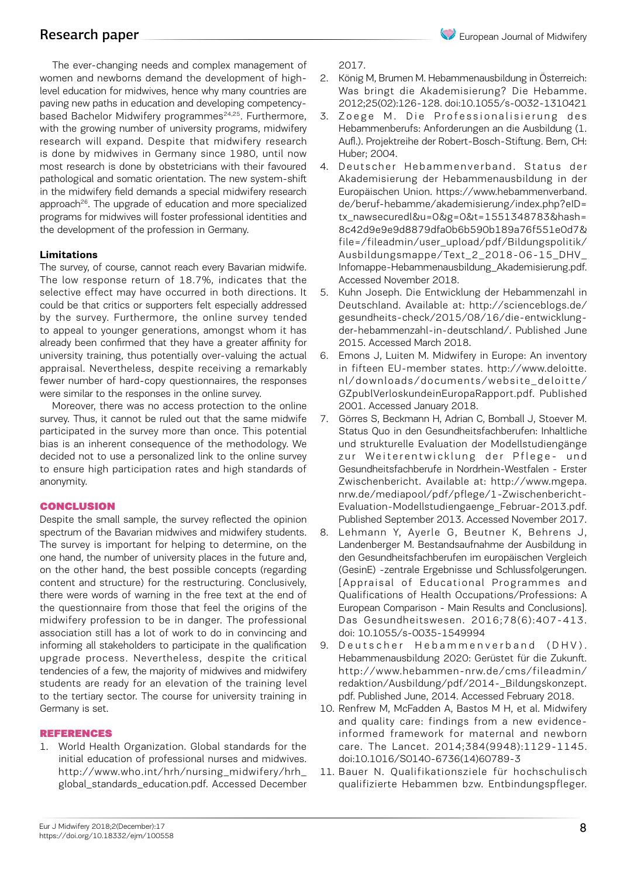The ever-changing needs and complex management of women and newborns demand the development of high-level education for midwives, hence why many countries are paving new paths in education and developing competency-based Bachelor Midwifery programmes[24,25]. Furthermore, with the growing number of university programs, midwifery research will expand. Despite that midwifery research is done by midwives in Germany since 1980, until now most research is done by obstetricians with their favoured pathological and somatic orientation. The new system-shift in the midwifery field demands a special midwifery research approach[26]. The upgrade of education and more specialized programs for midwives will foster professional identities and the development of the profession in Germany.

**Limitations**

The survey, of course, cannot reach every Bavarian midwife. The low response return of 18.7%, indicates that the selective effect may have occurred in both directions. It could be that critics or supporters felt especially addressed by the survey. Furthermore, the online survey tended to appeal to younger generations, amongst whom it has already been confirmed that they have a greater affinity for university training, thus potentially over-valuing the actual appraisal. Nevertheless, despite receiving a remarkably fewer number of hard-copy questionnaires, the responses were similar to the responses in the online survey.

Moreover, there was no access protection to the online survey. Thus, it cannot be ruled out that the same midwife participated in the survey more than once. This potential bias is an inherent consequence of the methodology. We decided not to use a personalized link to the online survey to ensure high participation rates and high standards of anonymity.

## CONCLUSION

Despite the small sample, the survey reflected the opinion spectrum of the Bavarian midwives and midwifery students. The survey is important for helping to determine, on the one hand, the number of university places in the future and, on the other hand, the best possible concepts (regarding content and structure) for the restructuring. Conclusively, there were words of warning in the free text at the end of the questionnaire from those that feel the origins of the midwifery profession to be in danger. The professional association still has a lot of work to do in convincing and informing all stakeholders to participate in the qualification upgrade process. Nevertheless, despite the critical tendencies of a few, the majority of midwives and midwifery students are ready for an elevation of the training level to the tertiary sector. The course for university training in Germany is set.

## REFERENCES

1. World Health Organization. Global standards for the initial education of professional nurses and midwives. http://www.who.int/hrh/nursing_midwifery/hrh_global_standards_education.pdf. Accessed December 2017.
2. König M, Brumen M. Hebammenausbildung in Österreich: Was bringt die Akademisierung? Die Hebamme. 2012;25(02):126-128. doi:10.1055/s-0032-1310421
3. Zoege M. Die Professionalisierung des Hebammenberufs: Anforderungen an die Ausbildung (1. Aufl.). Projektreihe der Robert-Bosch-Stiftung. Bern, CH: Huber; 2004.
4. Deutscher Hebammenverband. Status der Akademisierung der Hebammenausbildung in der Europäischen Union. https://www.hebammenverband.de/beruf-hebamme/akademisierung/index.php?eID=tx_nawsecuredl&u=0&g=0&t=1551348783&hash=8c42d9e9e9d8879dfa0b6b590b189a76f551e0d7&file=/fileadmin/user_upload/pdf/Bildungspolitik/Ausbildungsmappe/Text_2_2018-06-15_DHV_Infomappe-Hebammenausbildung_Akademisierung.pdf. Accessed November 2018.
5. Kuhn Joseph. Die Entwicklung der Hebammenzahl in Deutschland. Available at: http://scienceblogs.de/gesundheits-check/2015/08/16/die-entwicklung-der-hebammenzahl-in-deutschland/. Published June 2015. Accessed March 2018.
6. Emons J, Luiten M. Midwifery in Europe: An inventory in fifteen EU-member states. http://www.deloitte.nl/downloads/documents/website_deloitte/GZpublVerloskundeinEuropaRapport.pdf. Published 2001. Accessed January 2018.
7. Görres S, Beckmann H, Adrian C, Bomball J, Stoever M. Status Quo in den Gesundheitsfachberufen: Inhaltliche und strukturelle Evaluation der Modellstudiengänge zur Weiterentwicklung der Pflege- und Gesundheitsfachberufe in Nordrhein-Westfalen - Erster Zwischenbericht. Available at: http://www.mgepa.nrw.de/mediapool/pdf/pflege/1-Zwischenbericht-Evaluation-Modellstudiengaenge_Februar-2013.pdf. Published September 2013. Accessed November 2017.
8. Lehmann Y, Ayerle G, Beutner K, Behrens J, Landenberger M. Bestandsaufnahme der Ausbildung in den Gesundheitsfachberufen im europäischen Vergleich (GesinE) -zentrale Ergebnisse und Schlussfolgerungen. [Appraisal of Educational Programmes and Qualifications of Health Occupations/Professions: A European Comparison - Main Results and Conclusions]. Das Gesundheitswesen. 2016;78(6):407-413. doi: 10.1055/s-0035-1549994
9. Deutscher Hebammenverband (DHV). Hebammenausbildung 2020: Gerüstet für die Zukunft. http://www.hebammen-nrw.de/cms/fileadmin/redaktion/Ausbildung/pdf/2014-_Bildungskonzept.pdf. Published June, 2014. Accessed February 2018.
10. Renfrew M, McFadden A, Bastos M H, et al. Midwifery and quality care: findings from a new evidence-informed framework for maternal and newborn care. The Lancet. 2014;384(9948):1129-1145. doi:10.1016/S0140-6736(14)60789-3
11. Bauer N. Qualifikationsziele für hochschulisch qualifizierte Hebammen bzw. Entbindungspfleger.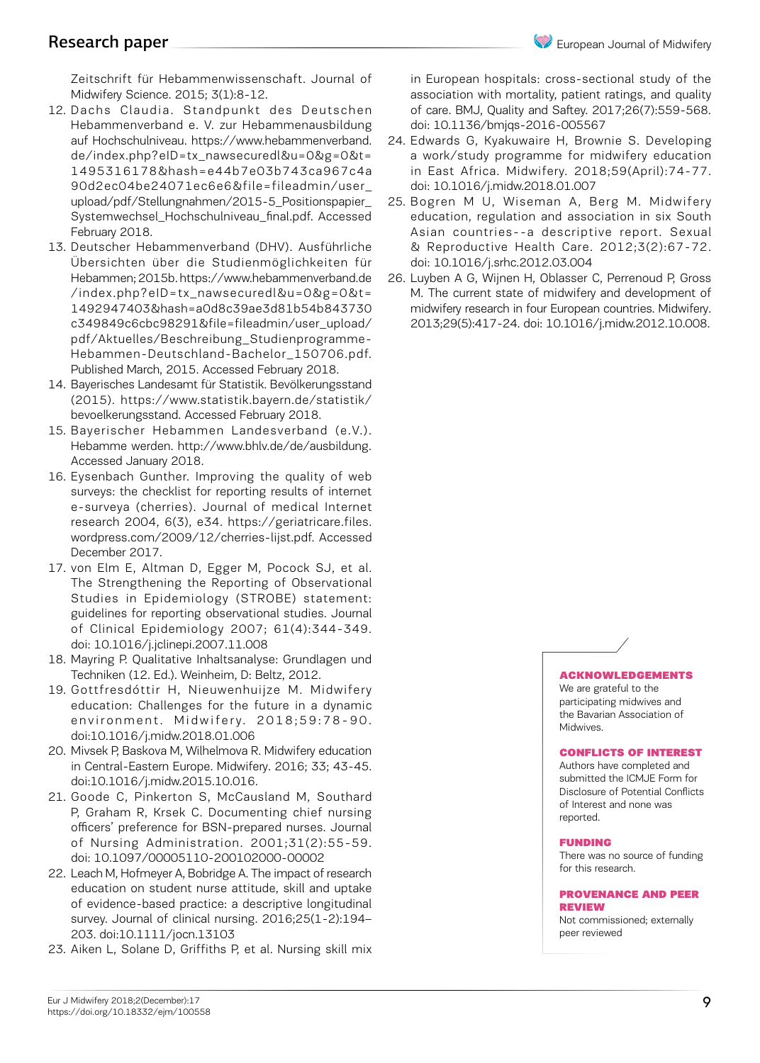Zeitschrift für Hebammenwissenschaft. Journal of Midwifery Science. 2015; 3(1):8-12.

12. Dachs Claudia. Standpunkt des Deutschen Hebammenverband e. V. zur Hebammenausbildung auf Hochschulniveau. https://www.hebammenverband.de/index.php?eID=tx_nawsecuredl&u=0&g=0&t=1495316178&hash=e44b7e03b743ca967c4a90d2ec04be24071ec6e6&file=fileadmin/user_upload/pdf/Stellungnahmen/2015-5_Positionspapier_Systemwechsel_Hochschulniveau_final.pdf. Accessed February 2018.
13. Deutscher Hebammenverband (DHV). Ausführliche Übersichten über die Studienmöglichkeiten für Hebammen; 2015b. https://www.hebammenverband.de/index.php?eID=tx_nawsecuredl&u=0&g=0&t=1492947403&hash=a0d8c39ae3d81b54b843730c349849c6cbc98291&file=fileadmin/user_upload/pdf/Aktuelles/Beschreibung_Studienprogramme-Hebammen-Deutschland-Bachelor_150706.pdf. Published March, 2015. Accessed February 2018.
14. Bayerisches Landesamt für Statistik. Bevölkerungsstand (2015). https://www.statistik.bayern.de/statistik/bevoelkerungsstand. Accessed February 2018.
15. Bayerischer Hebammen Landesverband (e.V.). Hebamme werden. http://www.bhlv.de/de/ausbildung. Accessed January 2018.
16. Eysenbach Gunther. Improving the quality of web surveys: the checklist for reporting results of internet e-surveya (cherries). Journal of medical Internet research 2004, 6(3), e34. https://geriatricare.files.wordpress.com/2009/12/cherries-lijst.pdf. Accessed December 2017.
17. von Elm E, Altman D, Egger M, Pocock SJ, et al. The Strengthening the Reporting of Observational Studies in Epidemiology (STROBE) statement: guidelines for reporting observational studies. Journal of Clinical Epidemiology 2007; 61(4):344-349. doi: 10.1016/j.jclinepi.2007.11.008
18. Mayring P. Qualitative Inhaltsanalyse: Grundlagen und Techniken (12. Ed.). Weinheim, D: Beltz, 2012.
19. Gottfresdóttir H, Nieuwenhuijze M. Midwifery education: Challenges for the future in a dynamic environment. Midwifery. 2018;59:78-90. doi:10.1016/j.midw.2018.01.006
20. Mivsek P, Baskova M, Wilhelmova R. Midwifery education in Central-Eastern Europe. Midwifery. 2016; 33; 43-45. doi:10.1016/j.midw.2015.10.016.
21. Goode C, Pinkerton S, McCausland M, Southard P, Graham R, Krsek C. Documenting chief nursing officers' preference for BSN-prepared nurses. Journal of Nursing Administration. 2001;31(2):55-59. doi: 10.1097/00005110-200102000-00002
22. Leach M, Hofmeyer A, Bobridge A. The impact of research education on student nurse attitude, skill and uptake of evidence-based practice: a descriptive longitudinal survey. Journal of clinical nursing. 2016;25(1-2):194–203. doi:10.1111/jocn.13103
23. Aiken L, Solane D, Griffiths P, et al. Nursing skill mix in European hospitals: cross-sectional study of the association with mortality, patient ratings, and quality of care. BMJ, Quality and Saftey. 2017;26(7):559-568. doi: 10.1136/bmjqs-2016-005567
24. Edwards G, Kyakuwaire H, Brownie S. Developing a work/study programme for midwifery education in East Africa. Midwifery. 2018;59(April):74-77. doi: 10.1016/j.midw.2018.01.007
25. Bogren M U, Wiseman A, Berg M. Midwifery education, regulation and association in six South Asian countries--a descriptive report. Sexual & Reproductive Health Care. 2012;3(2):67-72. doi: 10.1016/j.srhc.2012.03.004
26. Luyben A G, Wijnen H, Oblasser C, Perrenoud P, Gross M. The current state of midwifery and development of midwifery research in four European countries. Midwifery. 2013;29(5):417-24. doi: 10.1016/j.midw.2012.10.008.

**ACKNOWLEDGEMENTS**

We are grateful to the participating midwives and the Bavarian Association of Midwives.

**CONFLICTS OF INTEREST**

Authors have completed and submitted the ICMJE Form for Disclosure of Potential Conflicts of Interest and none was reported.

**FUNDING**

There was no source of funding for this research.

**PROVENANCE AND PEER REVIEW**

Not commissioned; externally peer reviewed